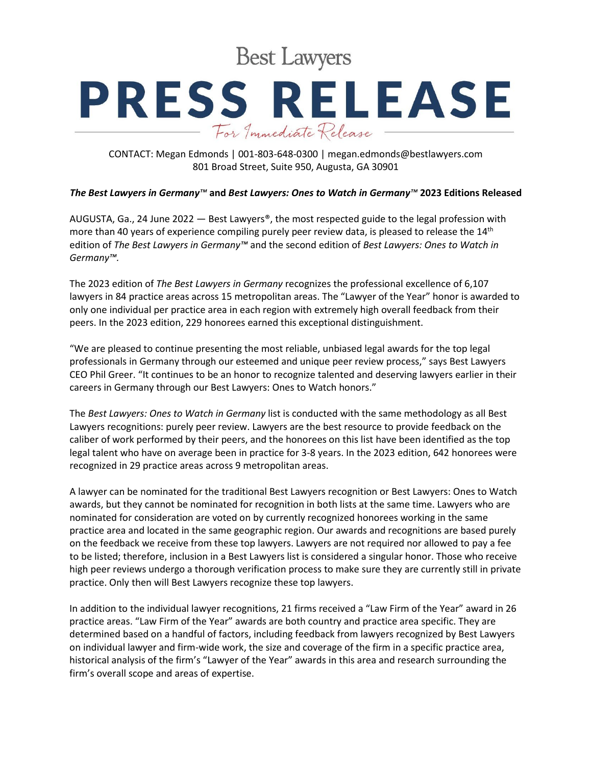Best Lawyers

# PRESS RELEASE

*For Immediate Release*

CONTACT: Megan Edmonds | 001-803-648-0300 | megan.edmonds@bestlawyers.com
801 Broad Street, Suite 950, Augusta, GA 30901

**_The Best Lawyers in Germany™_ and _Best Lawyers: Ones to Watch in Germany™_ 2023 Editions Released**

AUGUSTA, Ga., 24 June 2022 — Best Lawyers®, the most respected guide to the legal profession with more than 40 years of experience compiling purely peer review data, is pleased to release the 14th edition of *The Best Lawyers in Germany™* and the second edition of *Best Lawyers: Ones to Watch in Germany™.*

The 2023 edition of *The Best Lawyers in Germany* recognizes the professional excellence of 6,107 lawyers in 84 practice areas across 15 metropolitan areas. The "Lawyer of the Year" honor is awarded to only one individual per practice area in each region with extremely high overall feedback from their peers. In the 2023 edition, 229 honorees earned this exceptional distinguishment.

"We are pleased to continue presenting the most reliable, unbiased legal awards for the top legal professionals in Germany through our esteemed and unique peer review process," says Best Lawyers CEO Phil Greer. "It continues to be an honor to recognize talented and deserving lawyers earlier in their careers in Germany through our Best Lawyers: Ones to Watch honors."

The *Best Lawyers: Ones to Watch in Germany* list is conducted with the same methodology as all Best Lawyers recognitions: purely peer review. Lawyers are the best resource to provide feedback on the caliber of work performed by their peers, and the honorees on this list have been identified as the top legal talent who have on average been in practice for 3-8 years. In the 2023 edition, 642 honorees were recognized in 29 practice areas across 9 metropolitan areas.

A lawyer can be nominated for the traditional Best Lawyers recognition or Best Lawyers: Ones to Watch awards, but they cannot be nominated for recognition in both lists at the same time. Lawyers who are nominated for consideration are voted on by currently recognized honorees working in the same practice area and located in the same geographic region. Our awards and recognitions are based purely on the feedback we receive from these top lawyers. Lawyers are not required nor allowed to pay a fee to be listed; therefore, inclusion in a Best Lawyers list is considered a singular honor. Those who receive high peer reviews undergo a thorough verification process to make sure they are currently still in private practice. Only then will Best Lawyers recognize these top lawyers.

In addition to the individual lawyer recognitions, 21 firms received a "Law Firm of the Year" award in 26 practice areas. "Law Firm of the Year" awards are both country and practice area specific. They are determined based on a handful of factors, including feedback from lawyers recognized by Best Lawyers on individual lawyer and firm-wide work, the size and coverage of the firm in a specific practice area, historical analysis of the firm's "Lawyer of the Year" awards in this area and research surrounding the firm's overall scope and areas of expertise.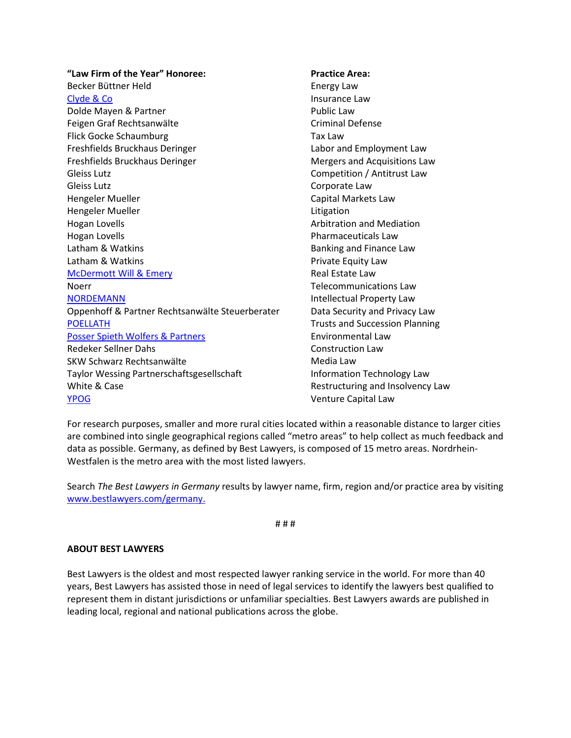| "Law Firm of the Year" Honoree: | Practice Area: |
|---|---|
| Becker Büttner Held | Energy Law |
| Clyde & Co | Insurance Law |
| Dolde Mayen & Partner | Public Law |
| Feigen Graf Rechtsanwälte | Criminal Defense |
| Flick Gocke Schaumburg | Tax Law |
| Freshfields Bruckhaus Deringer | Labor and Employment Law |
| Freshfields Bruckhaus Deringer | Mergers and Acquisitions Law |
| Gleiss Lutz | Competition / Antitrust Law |
| Gleiss Lutz | Corporate Law |
| Hengeler Mueller | Capital Markets Law |
| Hengeler Mueller | Litigation |
| Hogan Lovells | Arbitration and Mediation |
| Hogan Lovells | Pharmaceuticals Law |
| Latham & Watkins | Banking and Finance Law |
| Latham & Watkins | Private Equity Law |
| McDermott Will & Emery | Real Estate Law |
| Noerr | Telecommunications Law |
| NORDEMANN | Intellectual Property Law |
| Oppenhoff & Partner Rechtsanwälte Steuerberater | Data Security and Privacy Law |
| POELLATH | Trusts and Succession Planning |
| Posser Spieth Wolfers & Partners | Environmental Law |
| Redeker Sellner Dahs | Construction Law |
| SKW Schwarz Rechtsanwälte | Media Law |
| Taylor Wessing Partnerschaftsgesellschaft | Information Technology Law |
| White & Case | Restructuring and Insolvency Law |
| YPOG | Venture Capital Law |

For research purposes, smaller and more rural cities located within a reasonable distance to larger cities are combined into single geographical regions called "metro areas" to help collect as much feedback and data as possible. Germany, as defined by Best Lawyers, is composed of 15 metro areas. Nordrhein-Westfalen is the metro area with the most listed lawyers.

Search *The Best Lawyers in Germany* results by lawyer name, firm, region and/or practice area by visiting www.bestlawyers.com/germany.

# # #

**ABOUT BEST LAWYERS**

Best Lawyers is the oldest and most respected lawyer ranking service in the world. For more than 40 years, Best Lawyers has assisted those in need of legal services to identify the lawyers best qualified to represent them in distant jurisdictions or unfamiliar specialties. Best Lawyers awards are published in leading local, regional and national publications across the globe.